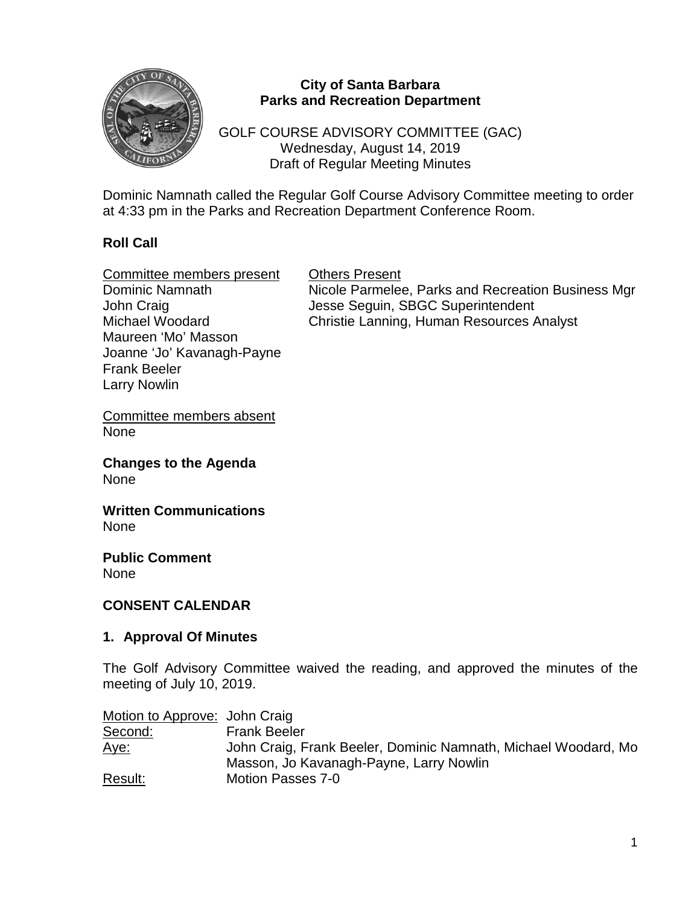**City of Santa Barbara**
**Parks and Recreation Department**

GOLF COURSE ADVISORY COMMITTEE (GAC)
Wednesday, August 14, 2019
Draft of Regular Meeting Minutes

Dominic Namnath called the Regular Golf Course Advisory Committee meeting to order at 4:33 pm in the Parks and Recreation Department Conference Room.

## Roll Call

| Committee members present | Others Present |
|---|---|
| Dominic Namnath | Nicole Parmelee, Parks and Recreation Business Mgr |
| John Craig | Jesse Seguin, SBGC Superintendent |
| Michael Woodard | Christie Lanning, Human Resources Analyst |
| Maureen 'Mo' Masson | |
| Joanne 'Jo' Kavanagh-Payne | |
| Frank Beeler | |
| Larry Nowlin | |

Committee members absent
None

**Changes to the Agenda**
None

**Written Communications**
None

**Public Comment**
None

## CONSENT CALENDAR

### 1. Approval Of Minutes

The Golf Advisory Committee waived the reading, and approved the minutes of the meeting of July 10, 2019.

| | |
|---|---|
| Motion to Approve: | John Craig |
| Second: | Frank Beeler |
| Aye: | John Craig, Frank Beeler, Dominic Namnath, Michael Woodard, Mo Masson, Jo Kavanagh-Payne, Larry Nowlin |
| Result: | Motion Passes 7-0 |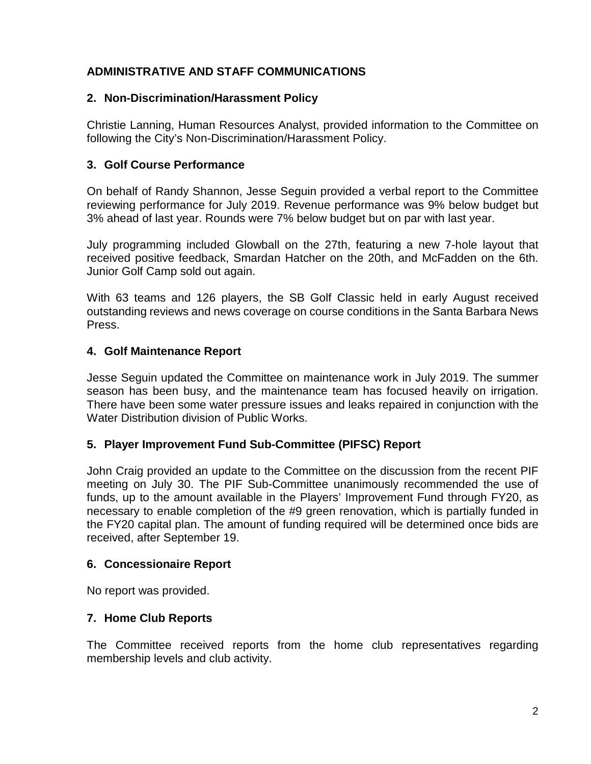## ADMINISTRATIVE AND STAFF COMMUNICATIONS

### 2. Non-Discrimination/Harassment Policy

Christie Lanning, Human Resources Analyst, provided information to the Committee on following the City's Non-Discrimination/Harassment Policy.

### 3. Golf Course Performance

On behalf of Randy Shannon, Jesse Seguin provided a verbal report to the Committee reviewing performance for July 2019. Revenue performance was 9% below budget but 3% ahead of last year. Rounds were 7% below budget but on par with last year.

July programming included Glowball on the 27th, featuring a new 7-hole layout that received positive feedback, Smardan Hatcher on the 20th, and McFadden on the 6th. Junior Golf Camp sold out again.

With 63 teams and 126 players, the SB Golf Classic held in early August received outstanding reviews and news coverage on course conditions in the Santa Barbara News Press.

### 4. Golf Maintenance Report

Jesse Seguin updated the Committee on maintenance work in July 2019. The summer season has been busy, and the maintenance team has focused heavily on irrigation. There have been some water pressure issues and leaks repaired in conjunction with the Water Distribution division of Public Works.

### 5. Player Improvement Fund Sub-Committee (PIFSC) Report

John Craig provided an update to the Committee on the discussion from the recent PIF meeting on July 30. The PIF Sub-Committee unanimously recommended the use of funds, up to the amount available in the Players' Improvement Fund through FY20, as necessary to enable completion of the #9 green renovation, which is partially funded in the FY20 capital plan. The amount of funding required will be determined once bids are received, after September 19.

### 6. Concessionaire Report

No report was provided.

### 7. Home Club Reports

The Committee received reports from the home club representatives regarding membership levels and club activity.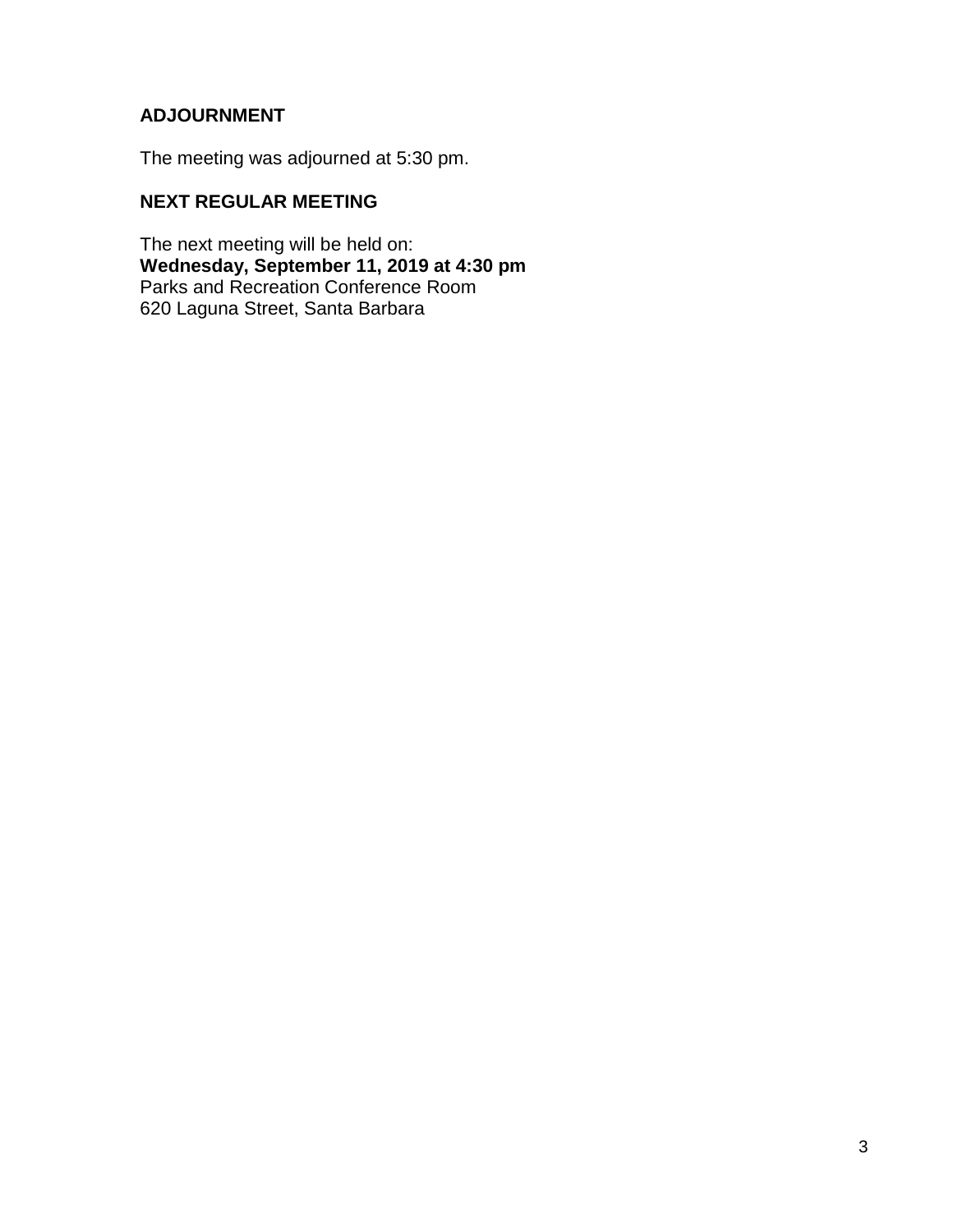**ADJOURNMENT**

The meeting was adjourned at 5:30 pm.

**NEXT REGULAR MEETING**

The next meeting will be held on:
**Wednesday, September 11, 2019 at 4:30 pm**
Parks and Recreation Conference Room
620 Laguna Street, Santa Barbara